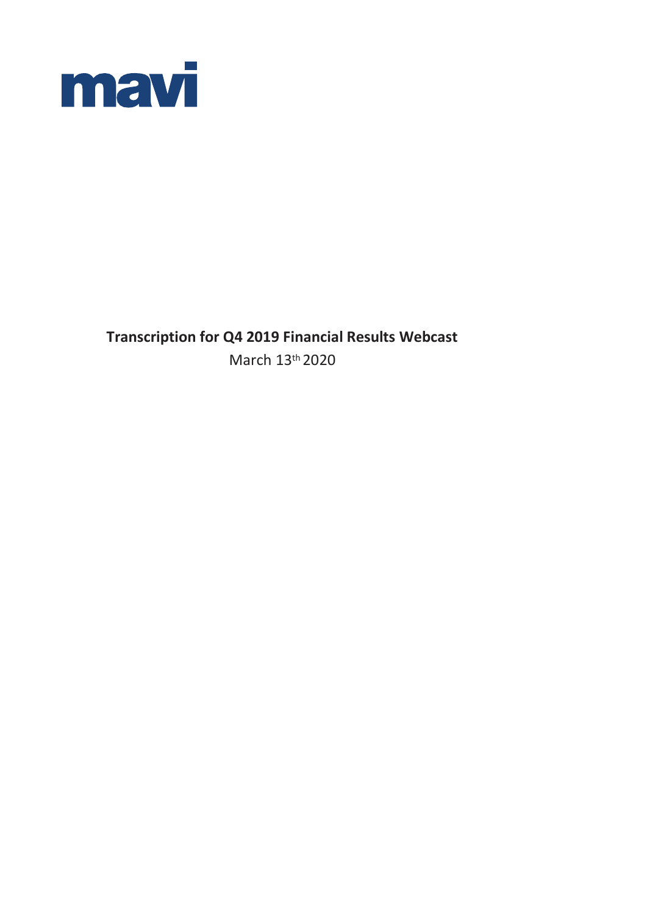mavi

**Transcription for Q4 2019 Financial Results Webcast**

March 13th 2020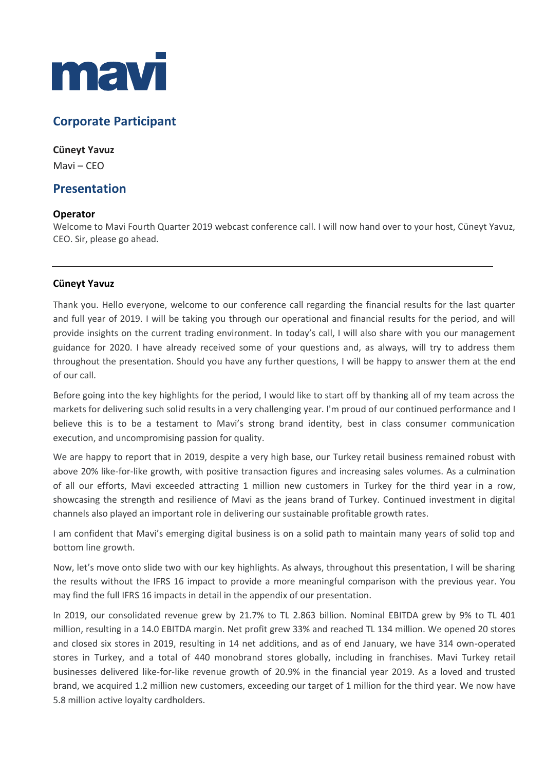# mavi

## Corporate Participant

**Cüneyt Yavuz**
Mavi – CEO

## Presentation

**Operator**
Welcome to Mavi Fourth Quarter 2019 webcast conference call. I will now hand over to your host, Cüneyt Yavuz, CEO. Sir, please go ahead.

---

**Cüneyt Yavuz**

Thank you. Hello everyone, welcome to our conference call regarding the financial results for the last quarter and full year of 2019. I will be taking you through our operational and financial results for the period, and will provide insights on the current trading environment. In today's call, I will also share with you our management guidance for 2020. I have already received some of your questions and, as always, will try to address them throughout the presentation. Should you have any further questions, I will be happy to answer them at the end of our call.

Before going into the key highlights for the period, I would like to start off by thanking all of my team across the markets for delivering such solid results in a very challenging year. I'm proud of our continued performance and I believe this is to be a testament to Mavi's strong brand identity, best in class consumer communication execution, and uncompromising passion for quality.

We are happy to report that in 2019, despite a very high base, our Turkey retail business remained robust with above 20% like-for-like growth, with positive transaction figures and increasing sales volumes. As a culmination of all our efforts, Mavi exceeded attracting 1 million new customers in Turkey for the third year in a row, showcasing the strength and resilience of Mavi as the jeans brand of Turkey. Continued investment in digital channels also played an important role in delivering our sustainable profitable growth rates.

I am confident that Mavi's emerging digital business is on a solid path to maintain many years of solid top and bottom line growth.

Now, let's move onto slide two with our key highlights. As always, throughout this presentation, I will be sharing the results without the IFRS 16 impact to provide a more meaningful comparison with the previous year. You may find the full IFRS 16 impacts in detail in the appendix of our presentation.

In 2019, our consolidated revenue grew by 21.7% to TL 2.863 billion. Nominal EBITDA grew by 9% to TL 401 million, resulting in a 14.0 EBITDA margin. Net profit grew 33% and reached TL 134 million. We opened 20 stores and closed six stores in 2019, resulting in 14 net additions, and as of end January, we have 314 own-operated stores in Turkey, and a total of 440 monobrand stores globally, including in franchises. Mavi Turkey retail businesses delivered like-for-like revenue growth of 20.9% in the financial year 2019. As a loved and trusted brand, we acquired 1.2 million new customers, exceeding our target of 1 million for the third year. We now have 5.8 million active loyalty cardholders.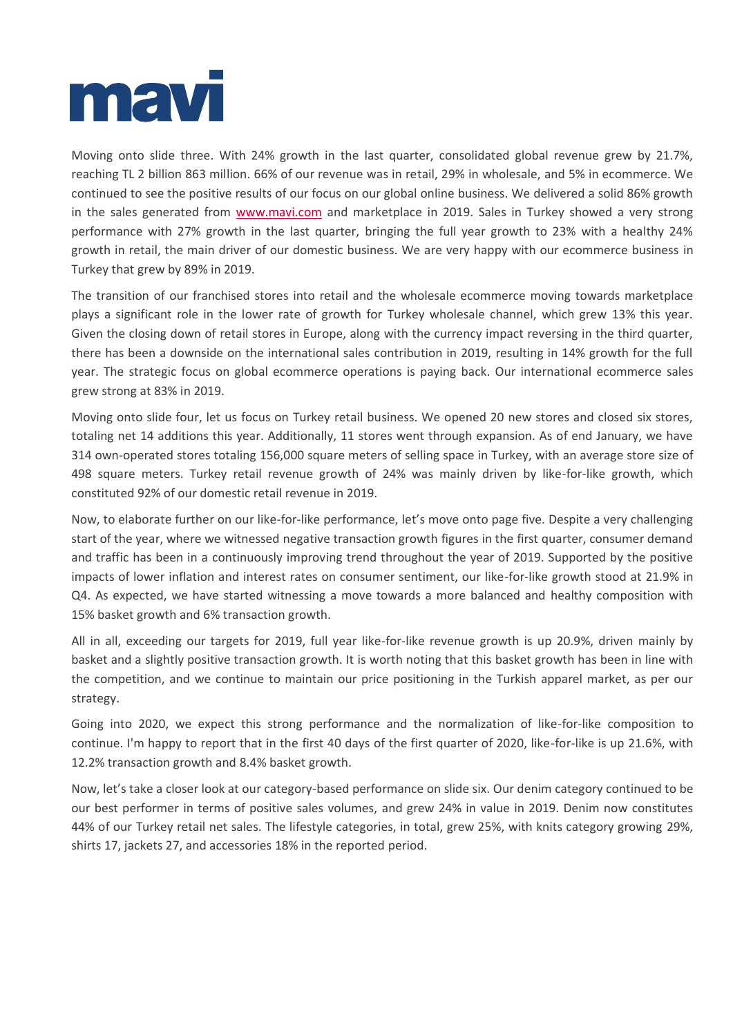Moving onto slide three. With 24% growth in the last quarter, consolidated global revenue grew by 21.7%, reaching TL 2 billion 863 million. 66% of our revenue was in retail, 29% in wholesale, and 5% in ecommerce. We continued to see the positive results of our focus on our global online business. We delivered a solid 86% growth in the sales generated from www.mavi.com and marketplace in 2019. Sales in Turkey showed a very strong performance with 27% growth in the last quarter, bringing the full year growth to 23% with a healthy 24% growth in retail, the main driver of our domestic business. We are very happy with our ecommerce business in Turkey that grew by 89% in 2019.

The transition of our franchised stores into retail and the wholesale ecommerce moving towards marketplace plays a significant role in the lower rate of growth for Turkey wholesale channel, which grew 13% this year. Given the closing down of retail stores in Europe, along with the currency impact reversing in the third quarter, there has been a downside on the international sales contribution in 2019, resulting in 14% growth for the full year. The strategic focus on global ecommerce operations is paying back. Our international ecommerce sales grew strong at 83% in 2019.

Moving onto slide four, let us focus on Turkey retail business. We opened 20 new stores and closed six stores, totaling net 14 additions this year. Additionally, 11 stores went through expansion. As of end January, we have 314 own-operated stores totaling 156,000 square meters of selling space in Turkey, with an average store size of 498 square meters. Turkey retail revenue growth of 24% was mainly driven by like-for-like growth, which constituted 92% of our domestic retail revenue in 2019.

Now, to elaborate further on our like-for-like performance, let's move onto page five. Despite a very challenging start of the year, where we witnessed negative transaction growth figures in the first quarter, consumer demand and traffic has been in a continuously improving trend throughout the year of 2019. Supported by the positive impacts of lower inflation and interest rates on consumer sentiment, our like-for-like growth stood at 21.9% in Q4. As expected, we have started witnessing a move towards a more balanced and healthy composition with 15% basket growth and 6% transaction growth.

All in all, exceeding our targets for 2019, full year like-for-like revenue growth is up 20.9%, driven mainly by basket and a slightly positive transaction growth. It is worth noting that this basket growth has been in line with the competition, and we continue to maintain our price positioning in the Turkish apparel market, as per our strategy.

Going into 2020, we expect this strong performance and the normalization of like-for-like composition to continue. I'm happy to report that in the first 40 days of the first quarter of 2020, like-for-like is up 21.6%, with 12.2% transaction growth and 8.4% basket growth.

Now, let's take a closer look at our category-based performance on slide six. Our denim category continued to be our best performer in terms of positive sales volumes, and grew 24% in value in 2019. Denim now constitutes 44% of our Turkey retail net sales. The lifestyle categories, in total, grew 25%, with knits category growing 29%, shirts 17, jackets 27, and accessories 18% in the reported period.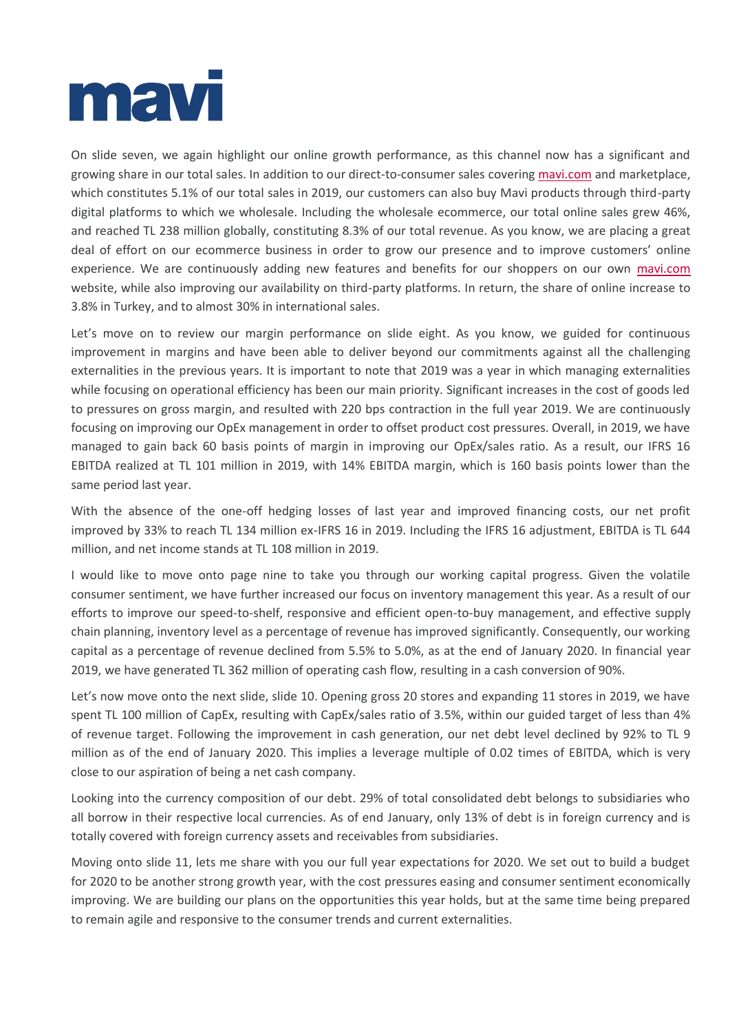On slide seven, we again highlight our online growth performance, as this channel now has a significant and growing share in our total sales. In addition to our direct-to-consumer sales covering mavi.com and marketplace, which constitutes 5.1% of our total sales in 2019, our customers can also buy Mavi products through third-party digital platforms to which we wholesale. Including the wholesale ecommerce, our total online sales grew 46%, and reached TL 238 million globally, constituting 8.3% of our total revenue. As you know, we are placing a great deal of effort on our ecommerce business in order to grow our presence and to improve customers' online experience. We are continuously adding new features and benefits for our shoppers on our own mavi.com website, while also improving our availability on third-party platforms. In return, the share of online increase to 3.8% in Turkey, and to almost 30% in international sales.

Let's move on to review our margin performance on slide eight. As you know, we guided for continuous improvement in margins and have been able to deliver beyond our commitments against all the challenging externalities in the previous years. It is important to note that 2019 was a year in which managing externalities while focusing on operational efficiency has been our main priority. Significant increases in the cost of goods led to pressures on gross margin, and resulted with 220 bps contraction in the full year 2019. We are continuously focusing on improving our OpEx management in order to offset product cost pressures. Overall, in 2019, we have managed to gain back 60 basis points of margin in improving our OpEx/sales ratio. As a result, our IFRS 16 EBITDA realized at TL 101 million in 2019, with 14% EBITDA margin, which is 160 basis points lower than the same period last year.

With the absence of the one-off hedging losses of last year and improved financing costs, our net profit improved by 33% to reach TL 134 million ex-IFRS 16 in 2019. Including the IFRS 16 adjustment, EBITDA is TL 644 million, and net income stands at TL 108 million in 2019.

I would like to move onto page nine to take you through our working capital progress. Given the volatile consumer sentiment, we have further increased our focus on inventory management this year. As a result of our efforts to improve our speed-to-shelf, responsive and efficient open-to-buy management, and effective supply chain planning, inventory level as a percentage of revenue has improved significantly. Consequently, our working capital as a percentage of revenue declined from 5.5% to 5.0%, as at the end of January 2020. In financial year 2019, we have generated TL 362 million of operating cash flow, resulting in a cash conversion of 90%.

Let's now move onto the next slide, slide 10. Opening gross 20 stores and expanding 11 stores in 2019, we have spent TL 100 million of CapEx, resulting with CapEx/sales ratio of 3.5%, within our guided target of less than 4% of revenue target. Following the improvement in cash generation, our net debt level declined by 92% to TL 9 million as of the end of January 2020. This implies a leverage multiple of 0.02 times of EBITDA, which is very close to our aspiration of being a net cash company.

Looking into the currency composition of our debt. 29% of total consolidated debt belongs to subsidiaries who all borrow in their respective local currencies. As of end January, only 13% of debt is in foreign currency and is totally covered with foreign currency assets and receivables from subsidiaries.

Moving onto slide 11, lets me share with you our full year expectations for 2020. We set out to build a budget for 2020 to be another strong growth year, with the cost pressures easing and consumer sentiment economically improving. We are building our plans on the opportunities this year holds, but at the same time being prepared to remain agile and responsive to the consumer trends and current externalities.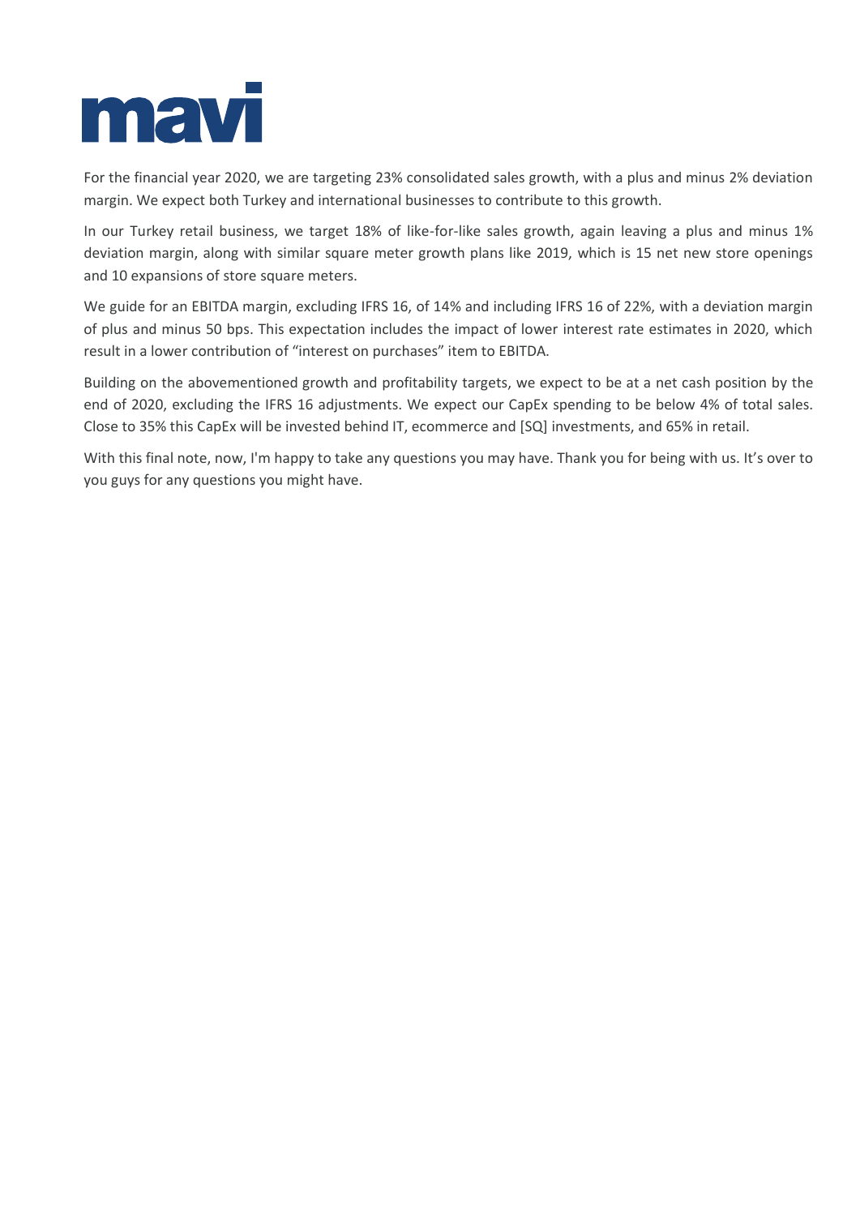For the financial year 2020, we are targeting 23% consolidated sales growth, with a plus and minus 2% deviation margin. We expect both Turkey and international businesses to contribute to this growth.

In our Turkey retail business, we target 18% of like-for-like sales growth, again leaving a plus and minus 1% deviation margin, along with similar square meter growth plans like 2019, which is 15 net new store openings and 10 expansions of store square meters.

We guide for an EBITDA margin, excluding IFRS 16, of 14% and including IFRS 16 of 22%, with a deviation margin of plus and minus 50 bps. This expectation includes the impact of lower interest rate estimates in 2020, which result in a lower contribution of "interest on purchases" item to EBITDA.

Building on the abovementioned growth and profitability targets, we expect to be at a net cash position by the end of 2020, excluding the IFRS 16 adjustments. We expect our CapEx spending to be below 4% of total sales. Close to 35% this CapEx will be invested behind IT, ecommerce and [SQ] investments, and 65% in retail.

With this final note, now, I'm happy to take any questions you may have. Thank you for being with us. It's over to you guys for any questions you might have.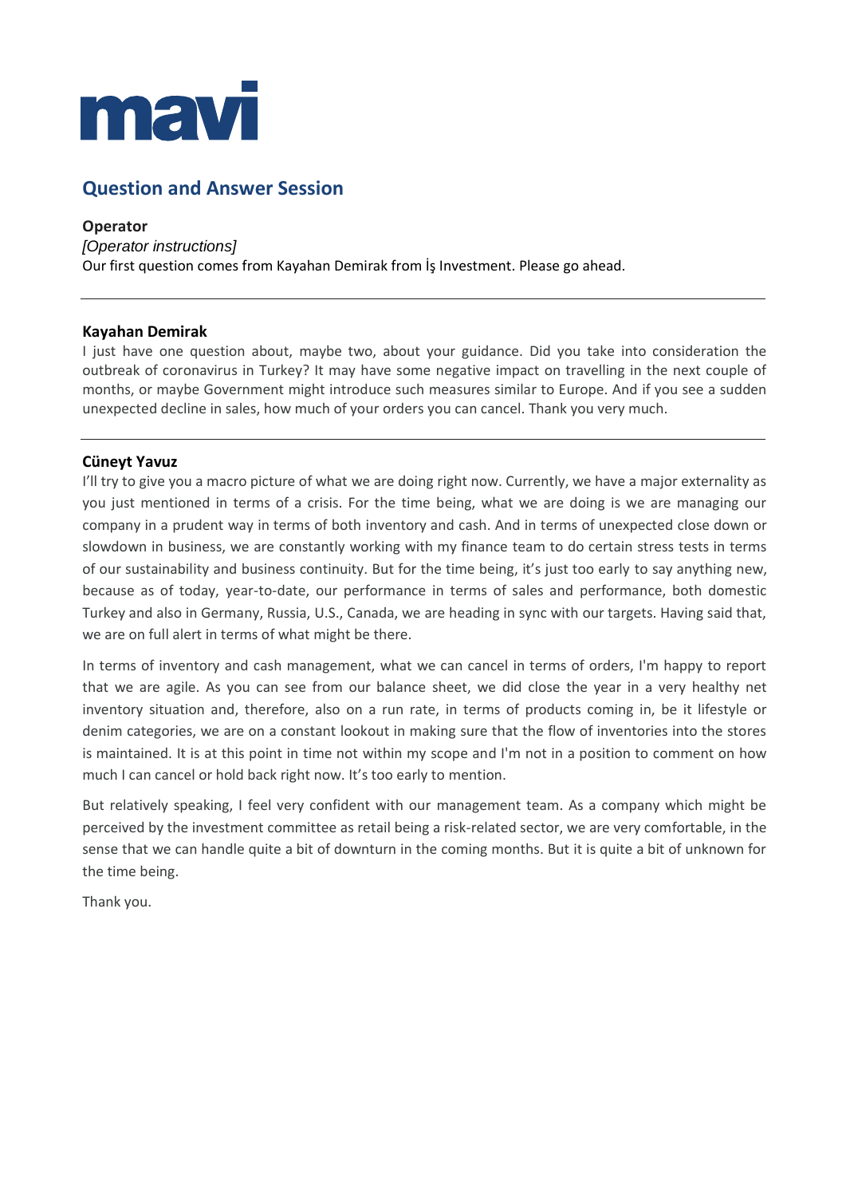## Question and Answer Session

**Operator**

*[Operator instructions]*

Our first question comes from Kayahan Demirak from İş Investment. Please go ahead.

---

**Kayahan Demirak**

I just have one question about, maybe two, about your guidance. Did you take into consideration the outbreak of coronavirus in Turkey? It may have some negative impact on travelling in the next couple of months, or maybe Government might introduce such measures similar to Europe. And if you see a sudden unexpected decline in sales, how much of your orders you can cancel. Thank you very much.

---

**Cüneyt Yavuz**

I'll try to give you a macro picture of what we are doing right now. Currently, we have a major externality as you just mentioned in terms of a crisis. For the time being, what we are doing is we are managing our company in a prudent way in terms of both inventory and cash. And in terms of unexpected close down or slowdown in business, we are constantly working with my finance team to do certain stress tests in terms of our sustainability and business continuity. But for the time being, it's just too early to say anything new, because as of today, year-to-date, our performance in terms of sales and performance, both domestic Turkey and also in Germany, Russia, U.S., Canada, we are heading in sync with our targets. Having said that, we are on full alert in terms of what might be there.

In terms of inventory and cash management, what we can cancel in terms of orders, I'm happy to report that we are agile. As you can see from our balance sheet, we did close the year in a very healthy net inventory situation and, therefore, also on a run rate, in terms of products coming in, be it lifestyle or denim categories, we are on a constant lookout in making sure that the flow of inventories into the stores is maintained. It is at this point in time not within my scope and I'm not in a position to comment on how much I can cancel or hold back right now. It's too early to mention.

But relatively speaking, I feel very confident with our management team. As a company which might be perceived by the investment committee as retail being a risk-related sector, we are very comfortable, in the sense that we can handle quite a bit of downturn in the coming months. But it is quite a bit of unknown for the time being.

Thank you.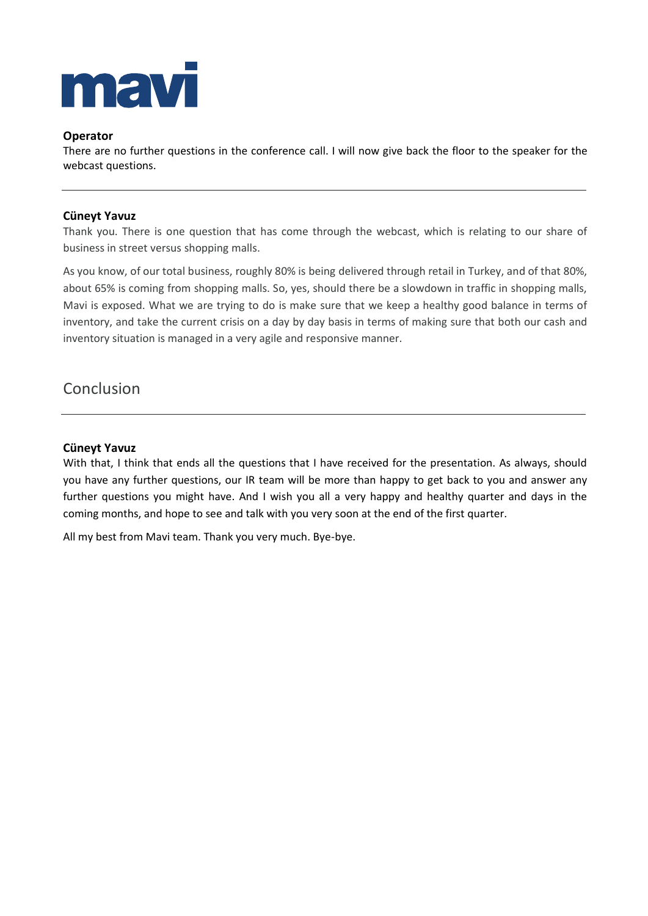**Operator**
There are no further questions in the conference call. I will now give back the floor to the speaker for the webcast questions.

---

**Cüneyt Yavuz**
Thank you. There is one question that has come through the webcast, which is relating to our share of business in street versus shopping malls.

As you know, of our total business, roughly 80% is being delivered through retail in Turkey, and of that 80%, about 65% is coming from shopping malls. So, yes, should there be a slowdown in traffic in shopping malls, Mavi is exposed. What we are trying to do is make sure that we keep a healthy good balance in terms of inventory, and take the current crisis on a day by day basis in terms of making sure that both our cash and inventory situation is managed in a very agile and responsive manner.

## Conclusion

---

**Cüneyt Yavuz**
With that, I think that ends all the questions that I have received for the presentation. As always, should you have any further questions, our IR team will be more than happy to get back to you and answer any further questions you might have. And I wish you all a very happy and healthy quarter and days in the coming months, and hope to see and talk with you very soon at the end of the first quarter.

All my best from Mavi team. Thank you very much. Bye-bye.